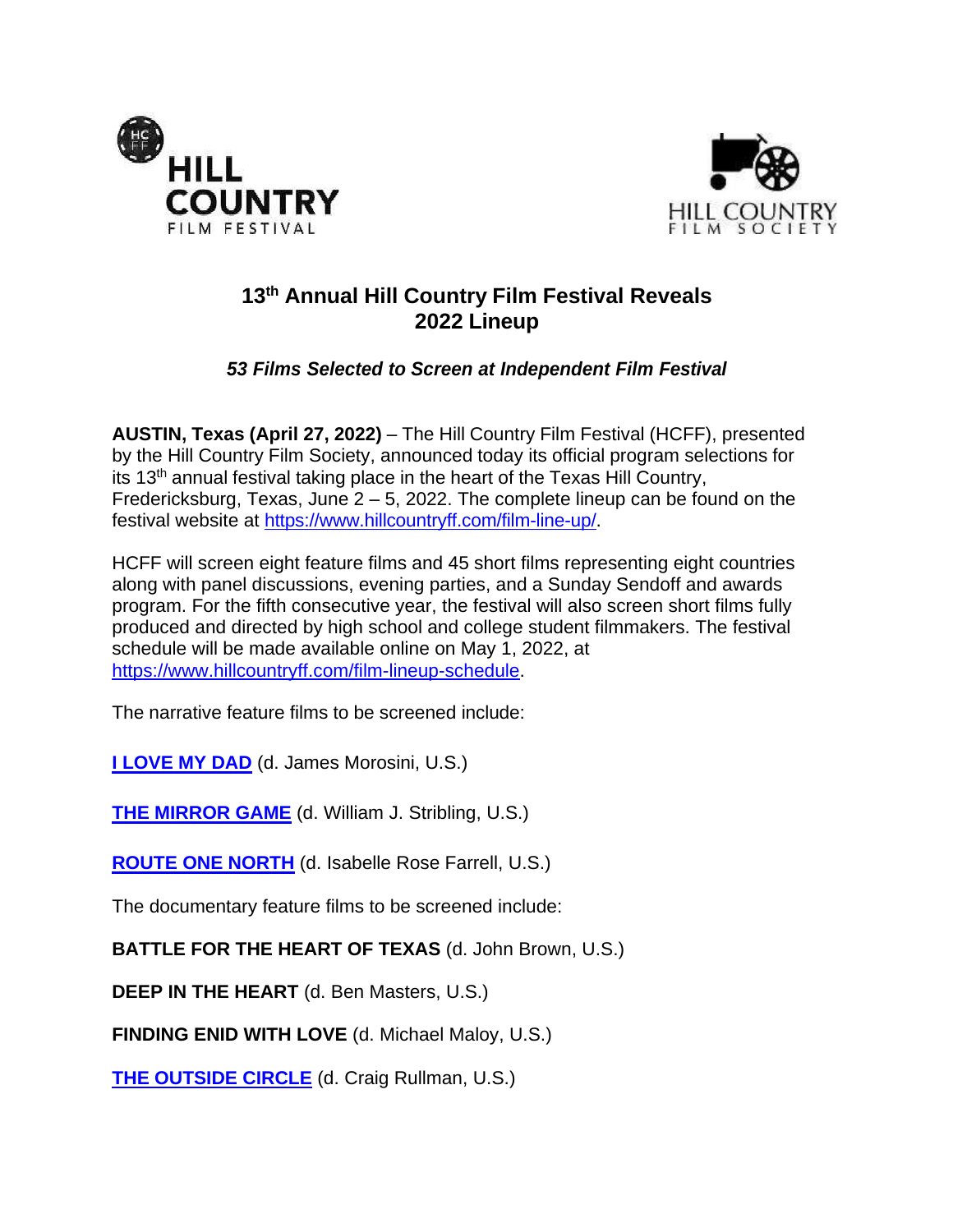HILL COUNTRY FILM FESTIVAL

HILL COUNTRY FILM SOCIETY

# 13th Annual Hill Country Film Festival Reveals 2022 Lineup

***53 Films Selected to Screen at Independent Film Festival***

**AUSTIN, Texas (April 27, 2022)** – The Hill Country Film Festival (HCFF), presented by the Hill Country Film Society, announced today its official program selections for its 13th annual festival taking place in the heart of the Texas Hill Country, Fredericksburg, Texas, June 2 – 5, 2022. The complete lineup can be found on the festival website at https://www.hillcountryff.com/film-line-up/.

HCFF will screen eight feature films and 45 short films representing eight countries along with panel discussions, evening parties, and a Sunday Sendoff and awards program. For the fifth consecutive year, the festival will also screen short films fully produced and directed by high school and college student filmmakers. The festival schedule will be made available online on May 1, 2022, at https://www.hillcountryff.com/film-lineup-schedule.

The narrative feature films to be screened include:

**I LOVE MY DAD** (d. James Morosini, U.S.)

**THE MIRROR GAME** (d. William J. Stribling, U.S.)

**ROUTE ONE NORTH** (d. Isabelle Rose Farrell, U.S.)

The documentary feature films to be screened include:

**BATTLE FOR THE HEART OF TEXAS** (d. John Brown, U.S.)

**DEEP IN THE HEART** (d. Ben Masters, U.S.)

**FINDING ENID WITH LOVE** (d. Michael Maloy, U.S.)

**THE OUTSIDE CIRCLE** (d. Craig Rullman, U.S.)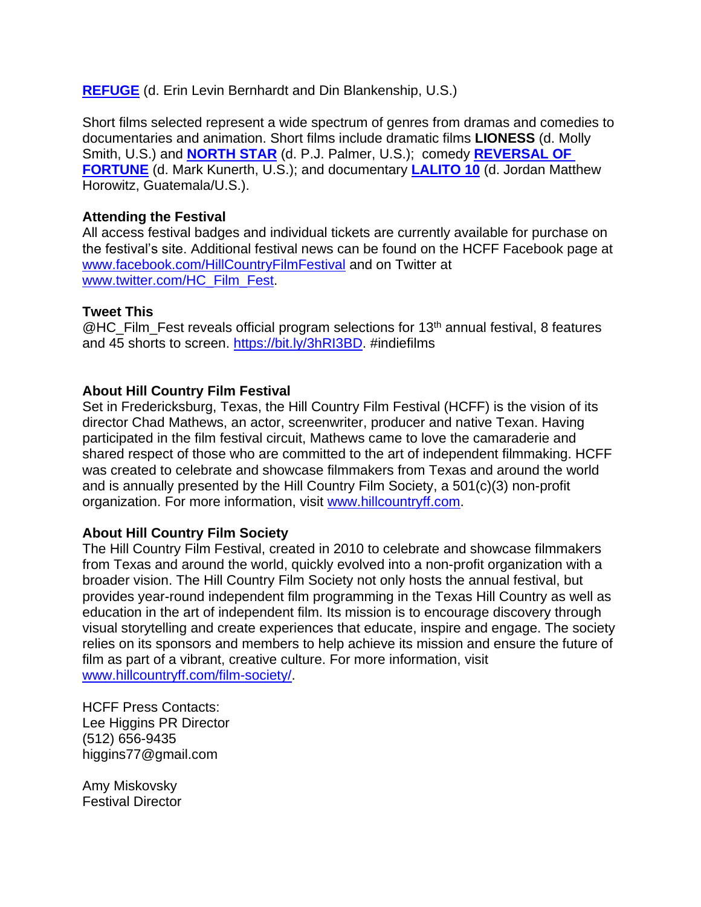**REFUGE** (d. Erin Levin Bernhardt and Din Blankenship, U.S.)

Short films selected represent a wide spectrum of genres from dramas and comedies to documentaries and animation. Short films include dramatic films **LIONESS** (d. Molly Smith, U.S.) and **NORTH STAR** (d. P.J. Palmer, U.S.); comedy **REVERSAL OF FORTUNE** (d. Mark Kunerth, U.S.); and documentary **LALITO 10** (d. Jordan Matthew Horowitz, Guatemala/U.S.).

**Attending the Festival**

All access festival badges and individual tickets are currently available for purchase on the festival's site. Additional festival news can be found on the HCFF Facebook page at www.facebook.com/HillCountryFilmFestival and on Twitter at www.twitter.com/HC_Film_Fest.

**Tweet This**

@HC_Film_Fest reveals official program selections for 13th annual festival, 8 features and 45 shorts to screen. https://bit.ly/3hRI3BD. #indiefilms

**About Hill Country Film Festival**

Set in Fredericksburg, Texas, the Hill Country Film Festival (HCFF) is the vision of its director Chad Mathews, an actor, screenwriter, producer and native Texan. Having participated in the film festival circuit, Mathews came to love the camaraderie and shared respect of those who are committed to the art of independent filmmaking. HCFF was created to celebrate and showcase filmmakers from Texas and around the world and is annually presented by the Hill Country Film Society, a 501(c)(3) non-profit organization. For more information, visit www.hillcountryff.com.

**About Hill Country Film Society**

The Hill Country Film Festival, created in 2010 to celebrate and showcase filmmakers from Texas and around the world, quickly evolved into a non-profit organization with a broader vision. The Hill Country Film Society not only hosts the annual festival, but provides year-round independent film programming in the Texas Hill Country as well as education in the art of independent film. Its mission is to encourage discovery through visual storytelling and create experiences that educate, inspire and engage. The society relies on its sponsors and members to help achieve its mission and ensure the future of film as part of a vibrant, creative culture. For more information, visit www.hillcountryff.com/film-society/.

HCFF Press Contacts:
Lee Higgins PR Director
(512) 656-9435
higgins77@gmail.com

Amy Miskovsky
Festival Director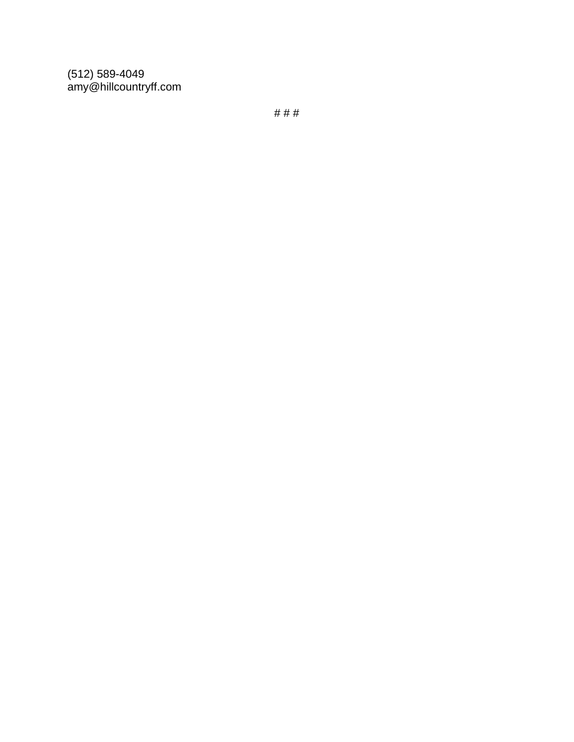(512) 589-4049
amy@hillcountryff.com

# # #